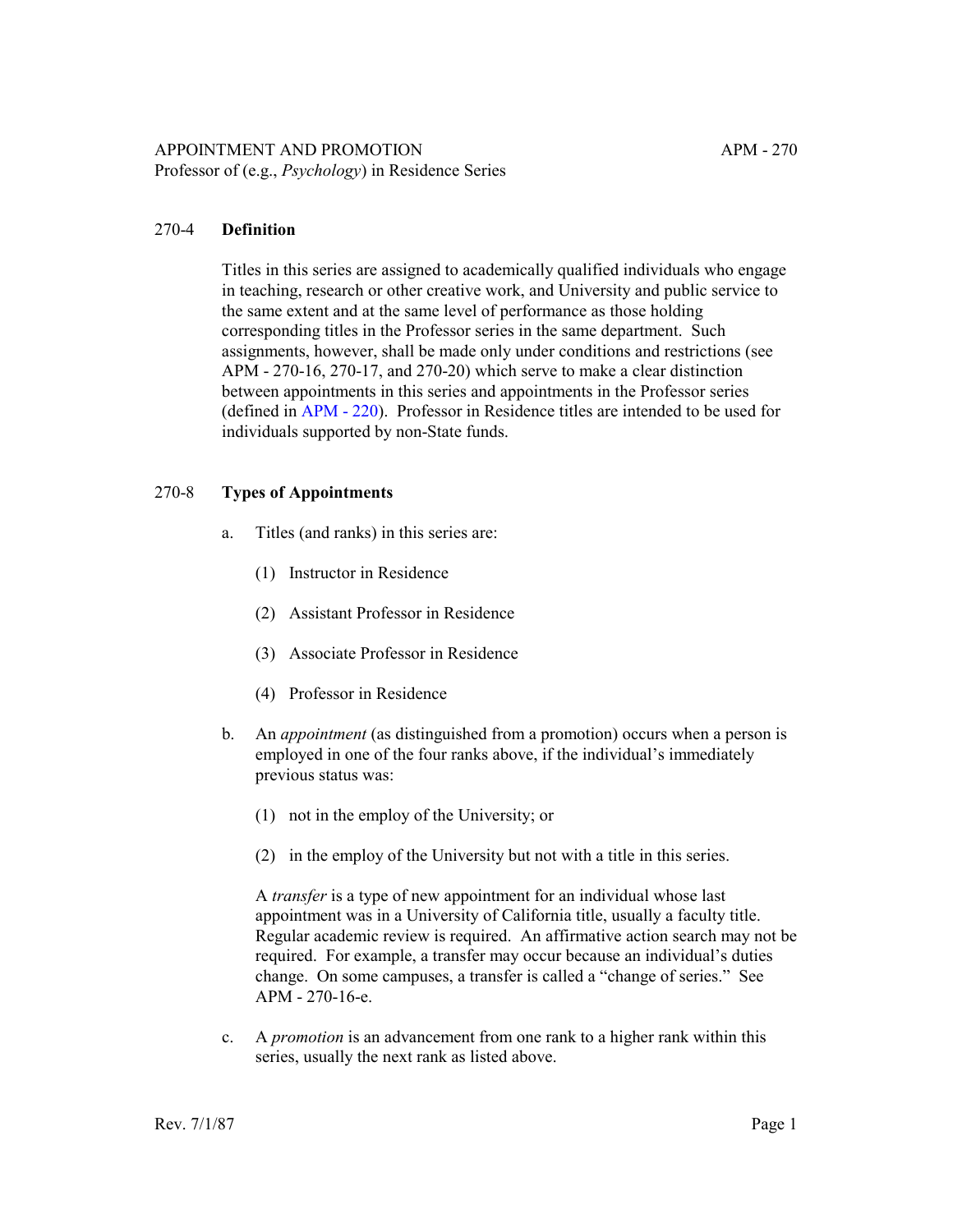APPOINTMENT AND PROMOTION
Professor of (e.g., *Psychology*) in Residence Series

## 270-4 Definition

Titles in this series are assigned to academically qualified individuals who engage in teaching, research or other creative work, and University and public service to the same extent and at the same level of performance as those holding corresponding titles in the Professor series in the same department. Such assignments, however, shall be made only under conditions and restrictions (see APM - 270-16, 270-17, and 270-20) which serve to make a clear distinction between appointments in this series and appointments in the Professor series (defined in APM - 220). Professor in Residence titles are intended to be used for individuals supported by non-State funds.

## 270-8 Types of Appointments

a. Titles (and ranks) in this series are:

   (1) Instructor in Residence

   (2) Assistant Professor in Residence

   (3) Associate Professor in Residence

   (4) Professor in Residence

b. An *appointment* (as distinguished from a promotion) occurs when a person is employed in one of the four ranks above, if the individual's immediately previous status was:

   (1) not in the employ of the University; or

   (2) in the employ of the University but not with a title in this series.

   A *transfer* is a type of new appointment for an individual whose last appointment was in a University of California title, usually a faculty title. Regular academic review is required. An affirmative action search may not be required. For example, a transfer may occur because an individual's duties change. On some campuses, a transfer is called a "change of series." See APM - 270-16-e.

c. A *promotion* is an advancement from one rank to a higher rank within this series, usually the next rank as listed above.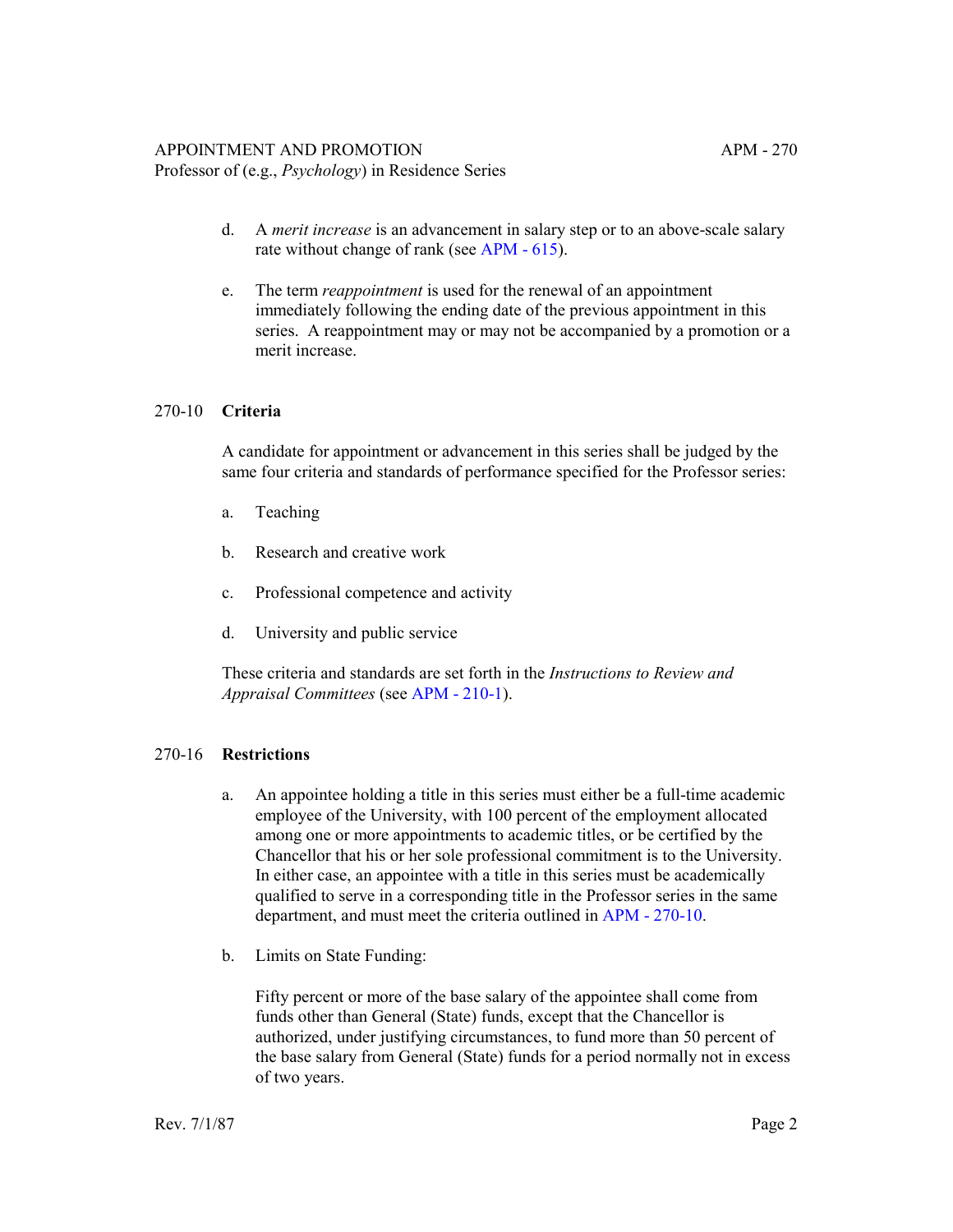d. A *merit increase* is an advancement in salary step or to an above-scale salary rate without change of rank (see APM - 615).

e. The term *reappointment* is used for the renewal of an appointment immediately following the ending date of the previous appointment in this series. A reappointment may or may not be accompanied by a promotion or a merit increase.

## 270-10 Criteria

A candidate for appointment or advancement in this series shall be judged by the same four criteria and standards of performance specified for the Professor series:

a. Teaching

b. Research and creative work

c. Professional competence and activity

d. University and public service

These criteria and standards are set forth in the *Instructions to Review and Appraisal Committees* (see APM - 210-1).

## 270-16 Restrictions

a. An appointee holding a title in this series must either be a full-time academic employee of the University, with 100 percent of the employment allocated among one or more appointments to academic titles, or be certified by the Chancellor that his or her sole professional commitment is to the University. In either case, an appointee with a title in this series must be academically qualified to serve in a corresponding title in the Professor series in the same department, and must meet the criteria outlined in APM - 270-10.

b. Limits on State Funding:

Fifty percent or more of the base salary of the appointee shall come from funds other than General (State) funds, except that the Chancellor is authorized, under justifying circumstances, to fund more than 50 percent of the base salary from General (State) funds for a period normally not in excess of two years.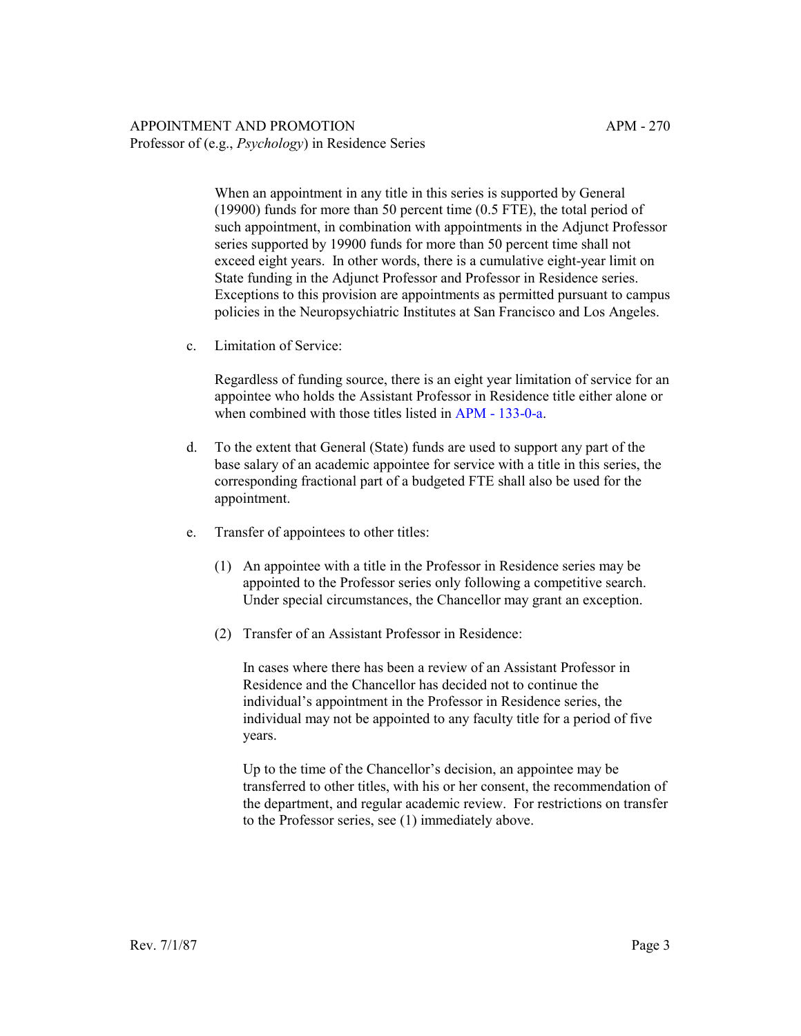When an appointment in any title in this series is supported by General (19900) funds for more than 50 percent time (0.5 FTE), the total period of such appointment, in combination with appointments in the Adjunct Professor series supported by 19900 funds for more than 50 percent time shall not exceed eight years. In other words, there is a cumulative eight-year limit on State funding in the Adjunct Professor and Professor in Residence series. Exceptions to this provision are appointments as permitted pursuant to campus policies in the Neuropsychiatric Institutes at San Francisco and Los Angeles.

c. Limitation of Service:

Regardless of funding source, there is an eight year limitation of service for an appointee who holds the Assistant Professor in Residence title either alone or when combined with those titles listed in APM - 133-0-a.

d. To the extent that General (State) funds are used to support any part of the base salary of an academic appointee for service with a title in this series, the corresponding fractional part of a budgeted FTE shall also be used for the appointment.

e. Transfer of appointees to other titles:

(1) An appointee with a title in the Professor in Residence series may be appointed to the Professor series only following a competitive search. Under special circumstances, the Chancellor may grant an exception.

(2) Transfer of an Assistant Professor in Residence:

In cases where there has been a review of an Assistant Professor in Residence and the Chancellor has decided not to continue the individual's appointment in the Professor in Residence series, the individual may not be appointed to any faculty title for a period of five years.

Up to the time of the Chancellor's decision, an appointee may be transferred to other titles, with his or her consent, the recommendation of the department, and regular academic review. For restrictions on transfer to the Professor series, see (1) immediately above.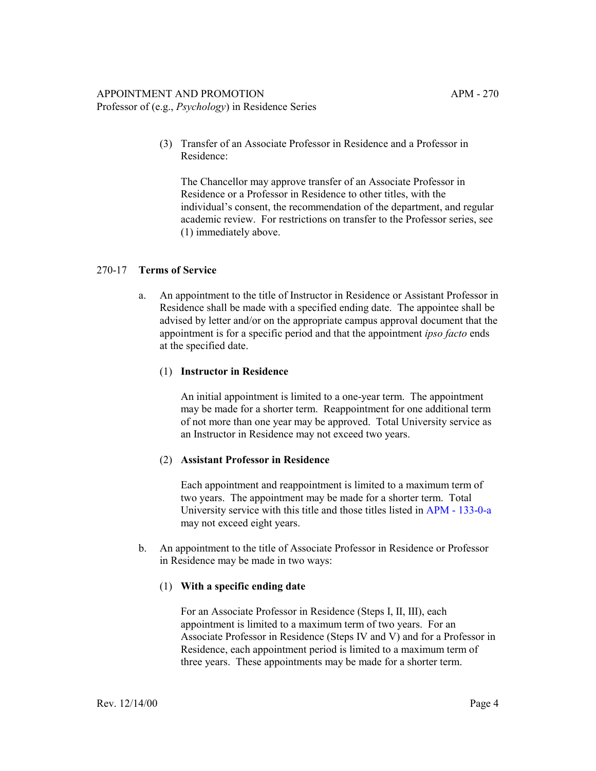(3) Transfer of an Associate Professor in Residence and a Professor in Residence:

The Chancellor may approve transfer of an Associate Professor in Residence or a Professor in Residence to other titles, with the individual's consent, the recommendation of the department, and regular academic review. For restrictions on transfer to the Professor series, see (1) immediately above.

## 270-17 **Terms of Service**

a. An appointment to the title of Instructor in Residence or Assistant Professor in Residence shall be made with a specified ending date. The appointee shall be advised by letter and/or on the appropriate campus approval document that the appointment is for a specific period and that the appointment *ipso facto* ends at the specified date.

(1) **Instructor in Residence**

An initial appointment is limited to a one-year term. The appointment may be made for a shorter term. Reappointment for one additional term of not more than one year may be approved. Total University service as an Instructor in Residence may not exceed two years.

(2) **Assistant Professor in Residence**

Each appointment and reappointment is limited to a maximum term of two years. The appointment may be made for a shorter term. Total University service with this title and those titles listed in APM - 133-0-a may not exceed eight years.

b. An appointment to the title of Associate Professor in Residence or Professor in Residence may be made in two ways:

(1) **With a specific ending date**

For an Associate Professor in Residence (Steps I, II, III), each appointment is limited to a maximum term of two years. For an Associate Professor in Residence (Steps IV and V) and for a Professor in Residence, each appointment period is limited to a maximum term of three years. These appointments may be made for a shorter term.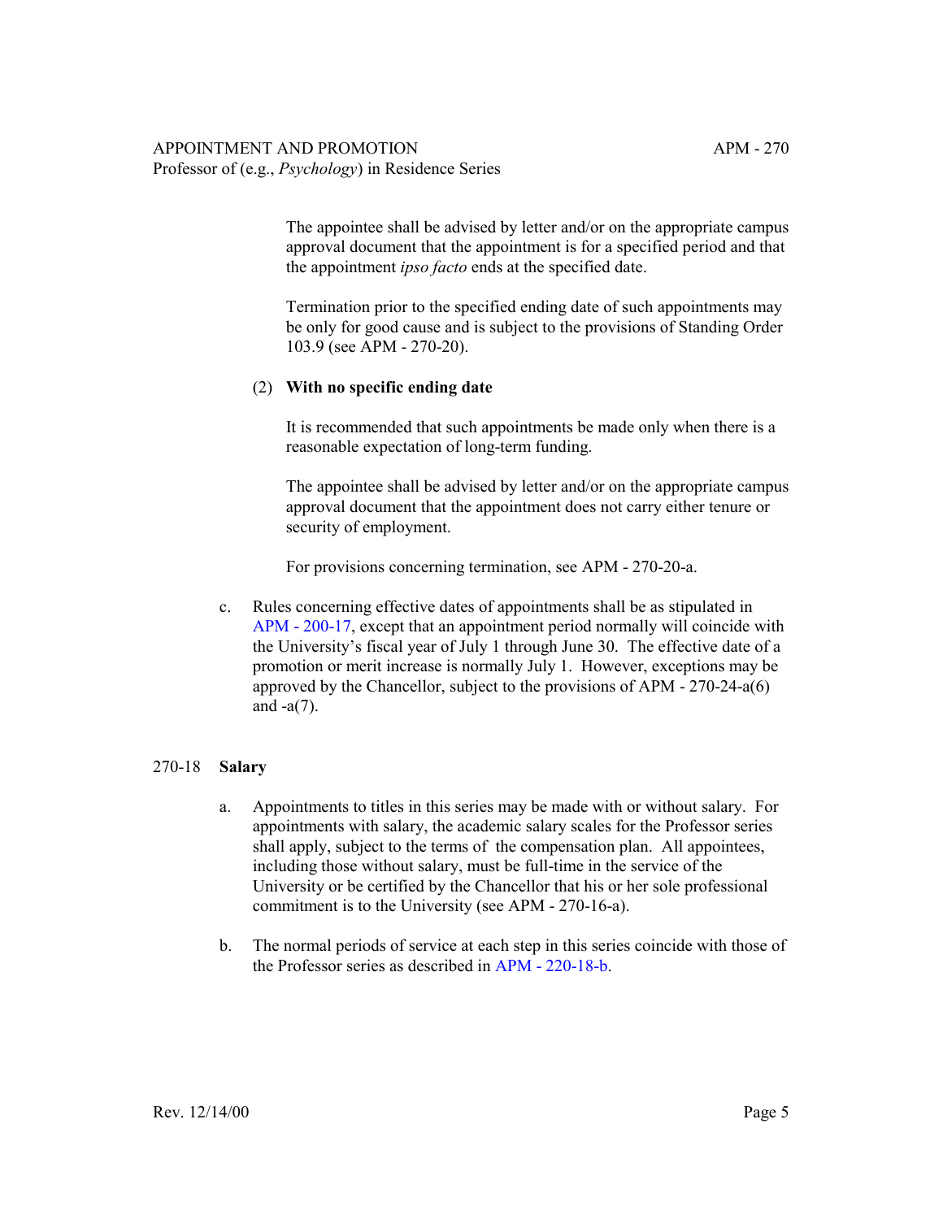The appointee shall be advised by letter and/or on the appropriate campus approval document that the appointment is for a specified period and that the appointment *ipso facto* ends at the specified date.

Termination prior to the specified ending date of such appointments may be only for good cause and is subject to the provisions of Standing Order 103.9 (see APM - 270-20).

(2) **With no specific ending date**

It is recommended that such appointments be made only when there is a reasonable expectation of long-term funding.

The appointee shall be advised by letter and/or on the appropriate campus approval document that the appointment does not carry either tenure or security of employment.

For provisions concerning termination, see APM - 270-20-a.

c. Rules concerning effective dates of appointments shall be as stipulated in APM - 200-17, except that an appointment period normally will coincide with the University's fiscal year of July 1 through June 30. The effective date of a promotion or merit increase is normally July 1. However, exceptions may be approved by the Chancellor, subject to the provisions of APM - 270-24-a(6) and -a(7).

## 270-18 **Salary**

a. Appointments to titles in this series may be made with or without salary. For appointments with salary, the academic salary scales for the Professor series shall apply, subject to the terms of the compensation plan. All appointees, including those without salary, must be full-time in the service of the University or be certified by the Chancellor that his or her sole professional commitment is to the University (see APM - 270-16-a).

b. The normal periods of service at each step in this series coincide with those of the Professor series as described in APM - 220-18-b.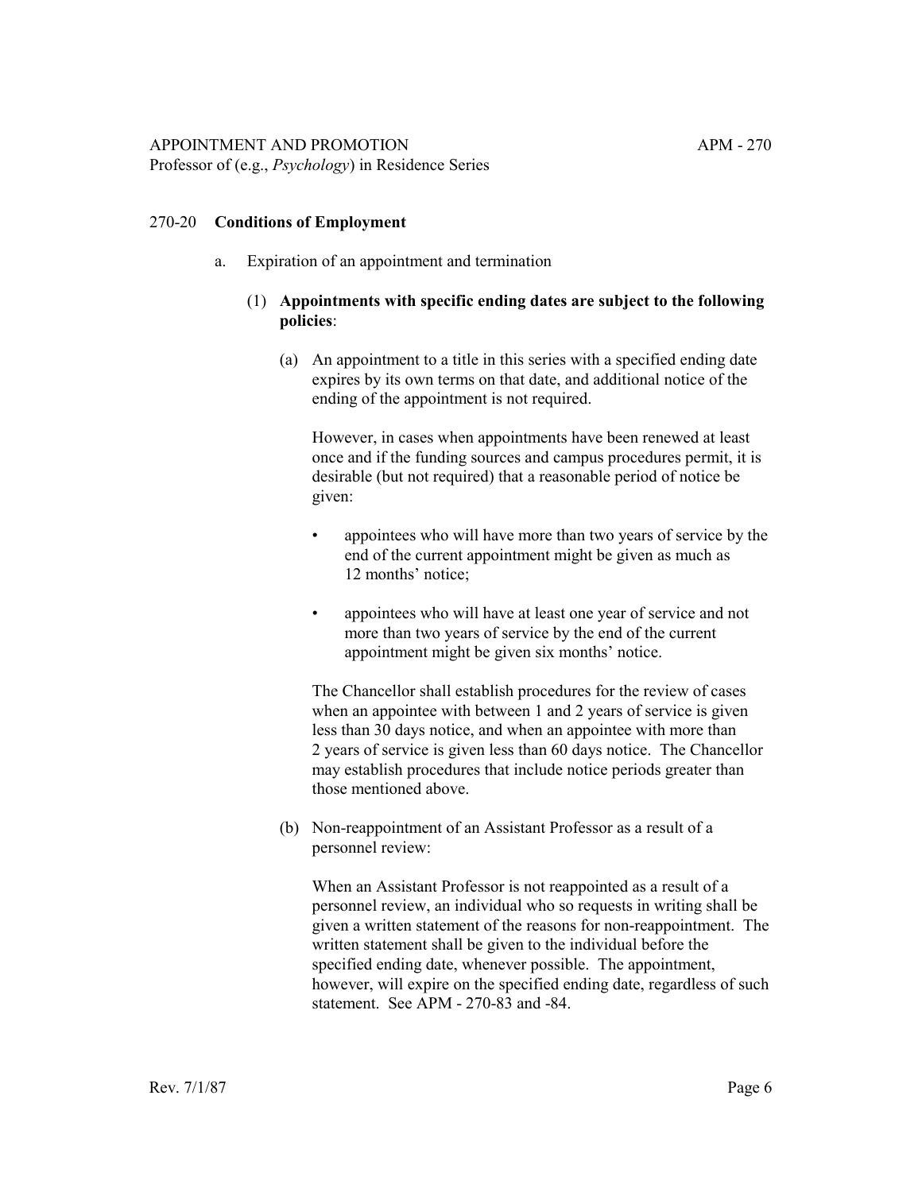## 270-20 **Conditions of Employment**

a. Expiration of an appointment and termination

(1) **Appointments with specific ending dates are subject to the following policies**:

(a) An appointment to a title in this series with a specified ending date expires by its own terms on that date, and additional notice of the ending of the appointment is not required.

However, in cases when appointments have been renewed at least once and if the funding sources and campus procedures permit, it is desirable (but not required) that a reasonable period of notice be given:

- appointees who will have more than two years of service by the end of the current appointment might be given as much as 12 months' notice;
- appointees who will have at least one year of service and not more than two years of service by the end of the current appointment might be given six months' notice.

The Chancellor shall establish procedures for the review of cases when an appointee with between 1 and 2 years of service is given less than 30 days notice, and when an appointee with more than 2 years of service is given less than 60 days notice. The Chancellor may establish procedures that include notice periods greater than those mentioned above.

(b) Non-reappointment of an Assistant Professor as a result of a personnel review:

When an Assistant Professor is not reappointed as a result of a personnel review, an individual who so requests in writing shall be given a written statement of the reasons for non-reappointment. The written statement shall be given to the individual before the specified ending date, whenever possible. The appointment, however, will expire on the specified ending date, regardless of such statement. See APM - 270-83 and -84.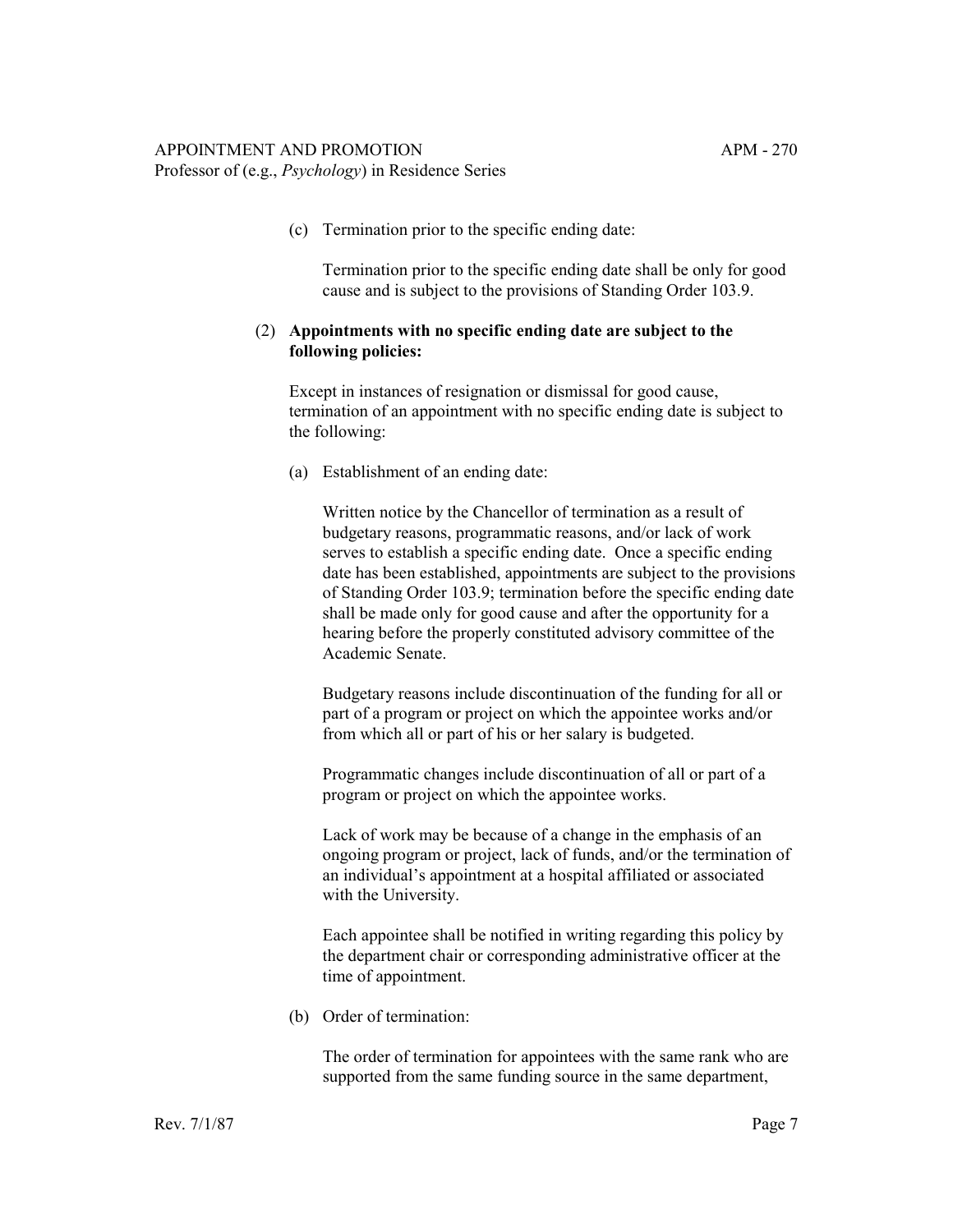(c) Termination prior to the specific ending date:

Termination prior to the specific ending date shall be only for good cause and is subject to the provisions of Standing Order 103.9.

(2) **Appointments with no specific ending date are subject to the following policies:**

Except in instances of resignation or dismissal for good cause, termination of an appointment with no specific ending date is subject to the following:

(a) Establishment of an ending date:

Written notice by the Chancellor of termination as a result of budgetary reasons, programmatic reasons, and/or lack of work serves to establish a specific ending date. Once a specific ending date has been established, appointments are subject to the provisions of Standing Order 103.9; termination before the specific ending date shall be made only for good cause and after the opportunity for a hearing before the properly constituted advisory committee of the Academic Senate.

Budgetary reasons include discontinuation of the funding for all or part of a program or project on which the appointee works and/or from which all or part of his or her salary is budgeted.

Programmatic changes include discontinuation of all or part of a program or project on which the appointee works.

Lack of work may be because of a change in the emphasis of an ongoing program or project, lack of funds, and/or the termination of an individual's appointment at a hospital affiliated or associated with the University.

Each appointee shall be notified in writing regarding this policy by the department chair or corresponding administrative officer at the time of appointment.

(b) Order of termination:

The order of termination for appointees with the same rank who are supported from the same funding source in the same department,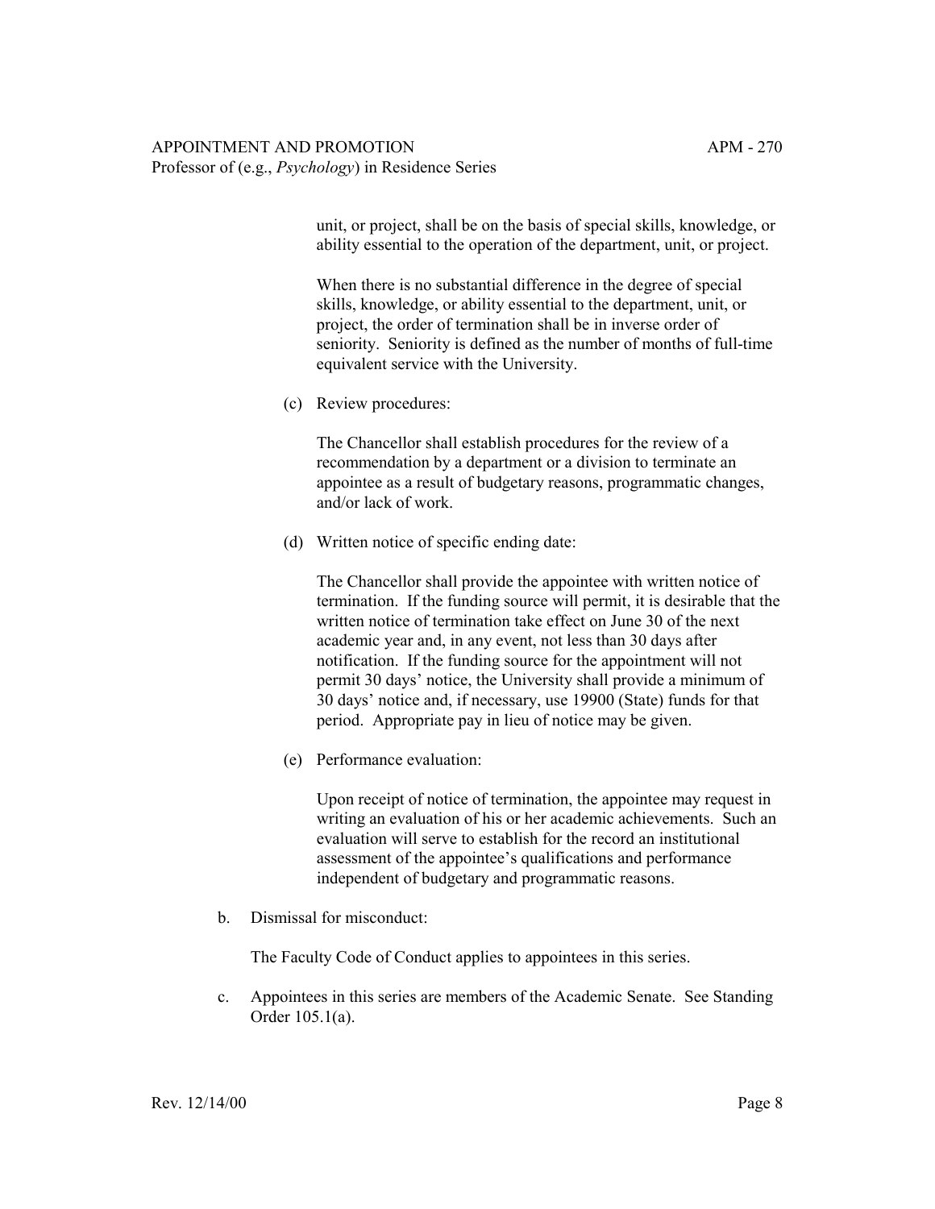unit, or project, shall be on the basis of special skills, knowledge, or ability essential to the operation of the department, unit, or project.

When there is no substantial difference in the degree of special skills, knowledge, or ability essential to the department, unit, or project, the order of termination shall be in inverse order of seniority. Seniority is defined as the number of months of full-time equivalent service with the University.

(c) Review procedures:

The Chancellor shall establish procedures for the review of a recommendation by a department or a division to terminate an appointee as a result of budgetary reasons, programmatic changes, and/or lack of work.

(d) Written notice of specific ending date:

The Chancellor shall provide the appointee with written notice of termination. If the funding source will permit, it is desirable that the written notice of termination take effect on June 30 of the next academic year and, in any event, not less than 30 days after notification. If the funding source for the appointment will not permit 30 days' notice, the University shall provide a minimum of 30 days' notice and, if necessary, use 19900 (State) funds for that period. Appropriate pay in lieu of notice may be given.

(e) Performance evaluation:

Upon receipt of notice of termination, the appointee may request in writing an evaluation of his or her academic achievements. Such an evaluation will serve to establish for the record an institutional assessment of the appointee's qualifications and performance independent of budgetary and programmatic reasons.

b. Dismissal for misconduct:

The Faculty Code of Conduct applies to appointees in this series.

c. Appointees in this series are members of the Academic Senate. See Standing Order 105.1(a).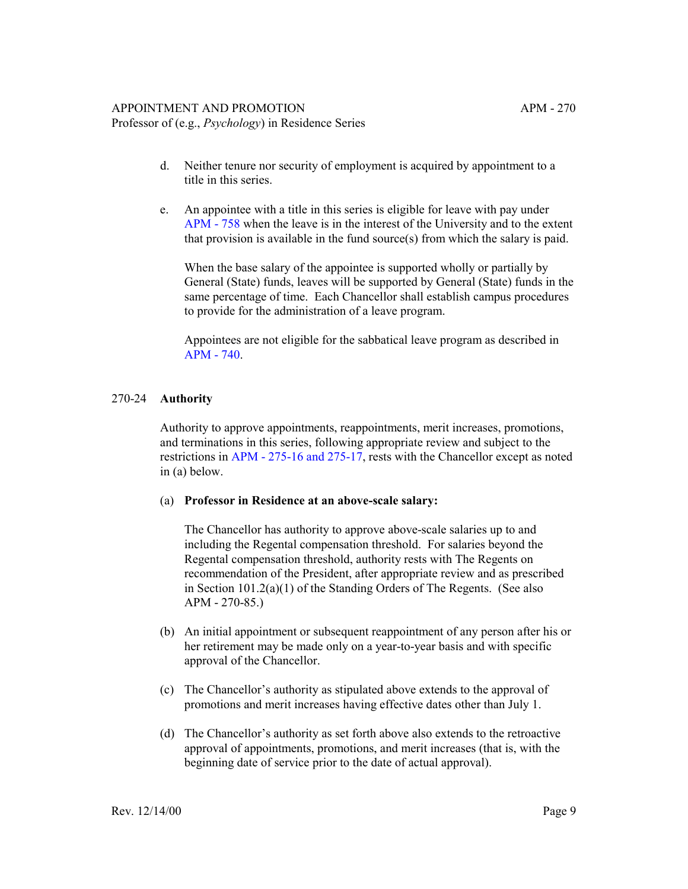d. Neither tenure nor security of employment is acquired by appointment to a title in this series.

e. An appointee with a title in this series is eligible for leave with pay under APM - 758 when the leave is in the interest of the University and to the extent that provision is available in the fund source(s) from which the salary is paid.

   When the base salary of the appointee is supported wholly or partially by General (State) funds, leaves will be supported by General (State) funds in the same percentage of time. Each Chancellor shall establish campus procedures to provide for the administration of a leave program.

   Appointees are not eligible for the sabbatical leave program as described in APM - 740.

## 270-24 **Authority**

Authority to approve appointments, reappointments, merit increases, promotions, and terminations in this series, following appropriate review and subject to the restrictions in APM - 275-16 and 275-17, rests with the Chancellor except as noted in (a) below.

(a) **Professor in Residence at an above-scale salary:**

   The Chancellor has authority to approve above-scale salaries up to and including the Regental compensation threshold. For salaries beyond the Regental compensation threshold, authority rests with The Regents on recommendation of the President, after appropriate review and as prescribed in Section 101.2(a)(1) of the Standing Orders of The Regents. (See also APM - 270-85.)

(b) An initial appointment or subsequent reappointment of any person after his or her retirement may be made only on a year-to-year basis and with specific approval of the Chancellor.

(c) The Chancellor's authority as stipulated above extends to the approval of promotions and merit increases having effective dates other than July 1.

(d) The Chancellor's authority as set forth above also extends to the retroactive approval of appointments, promotions, and merit increases (that is, with the beginning date of service prior to the date of actual approval).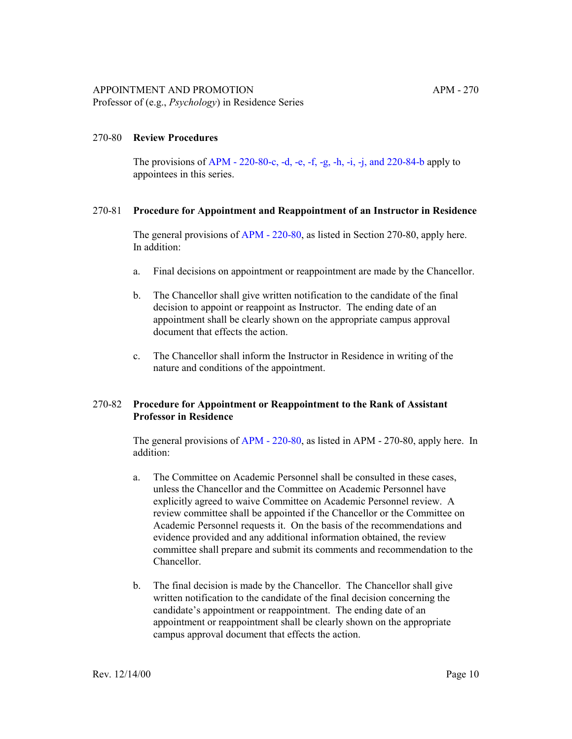## 270-80 Review Procedures

The provisions of APM - 220-80-c, -d, -e, -f, -g, -h, -i, -j, and 220-84-b apply to appointees in this series.

## 270-81 Procedure for Appointment and Reappointment of an Instructor in Residence

The general provisions of APM - 220-80, as listed in Section 270-80, apply here. In addition:

a. Final decisions on appointment or reappointment are made by the Chancellor.

b. The Chancellor shall give written notification to the candidate of the final decision to appoint or reappoint as Instructor. The ending date of an appointment shall be clearly shown on the appropriate campus approval document that effects the action.

c. The Chancellor shall inform the Instructor in Residence in writing of the nature and conditions of the appointment.

## 270-82 Procedure for Appointment or Reappointment to the Rank of Assistant Professor in Residence

The general provisions of APM - 220-80, as listed in APM - 270-80, apply here. In addition:

a. The Committee on Academic Personnel shall be consulted in these cases, unless the Chancellor and the Committee on Academic Personnel have explicitly agreed to waive Committee on Academic Personnel review. A review committee shall be appointed if the Chancellor or the Committee on Academic Personnel requests it. On the basis of the recommendations and evidence provided and any additional information obtained, the review committee shall prepare and submit its comments and recommendation to the Chancellor.

b. The final decision is made by the Chancellor. The Chancellor shall give written notification to the candidate of the final decision concerning the candidate's appointment or reappointment. The ending date of an appointment or reappointment shall be clearly shown on the appropriate campus approval document that effects the action.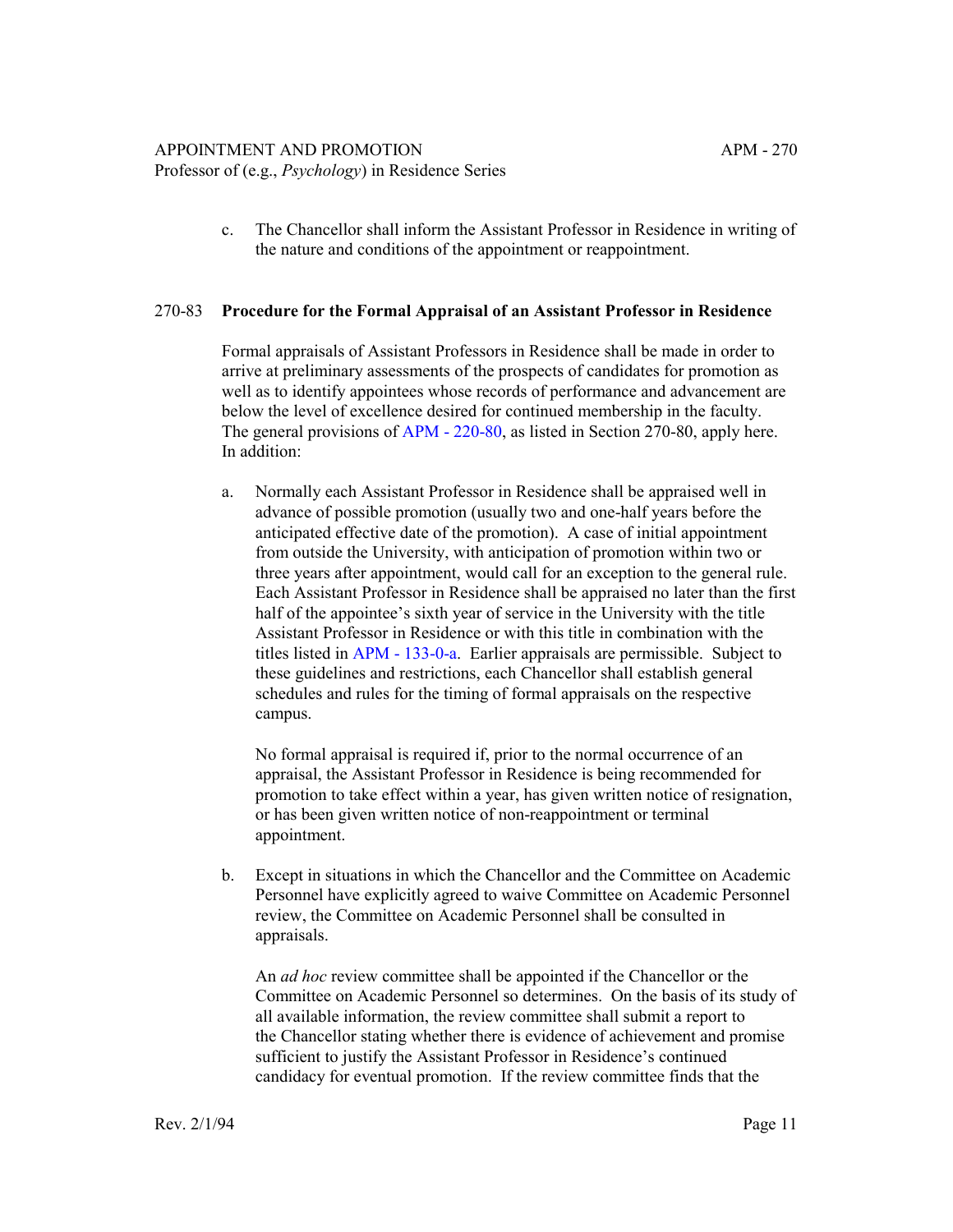c. The Chancellor shall inform the Assistant Professor in Residence in writing of the nature and conditions of the appointment or reappointment.

## 270-83 **Procedure for the Formal Appraisal of an Assistant Professor in Residence**

Formal appraisals of Assistant Professors in Residence shall be made in order to arrive at preliminary assessments of the prospects of candidates for promotion as well as to identify appointees whose records of performance and advancement are below the level of excellence desired for continued membership in the faculty. The general provisions of APM - 220-80, as listed in Section 270-80, apply here. In addition:

a. Normally each Assistant Professor in Residence shall be appraised well in advance of possible promotion (usually two and one-half years before the anticipated effective date of the promotion). A case of initial appointment from outside the University, with anticipation of promotion within two or three years after appointment, would call for an exception to the general rule. Each Assistant Professor in Residence shall be appraised no later than the first half of the appointee's sixth year of service in the University with the title Assistant Professor in Residence or with this title in combination with the titles listed in APM - 133-0-a. Earlier appraisals are permissible. Subject to these guidelines and restrictions, each Chancellor shall establish general schedules and rules for the timing of formal appraisals on the respective campus.

   No formal appraisal is required if, prior to the normal occurrence of an appraisal, the Assistant Professor in Residence is being recommended for promotion to take effect within a year, has given written notice of resignation, or has been given written notice of non-reappointment or terminal appointment.

b. Except in situations in which the Chancellor and the Committee on Academic Personnel have explicitly agreed to waive Committee on Academic Personnel review, the Committee on Academic Personnel shall be consulted in appraisals.

   An *ad hoc* review committee shall be appointed if the Chancellor or the Committee on Academic Personnel so determines. On the basis of its study of all available information, the review committee shall submit a report to the Chancellor stating whether there is evidence of achievement and promise sufficient to justify the Assistant Professor in Residence's continued candidacy for eventual promotion. If the review committee finds that the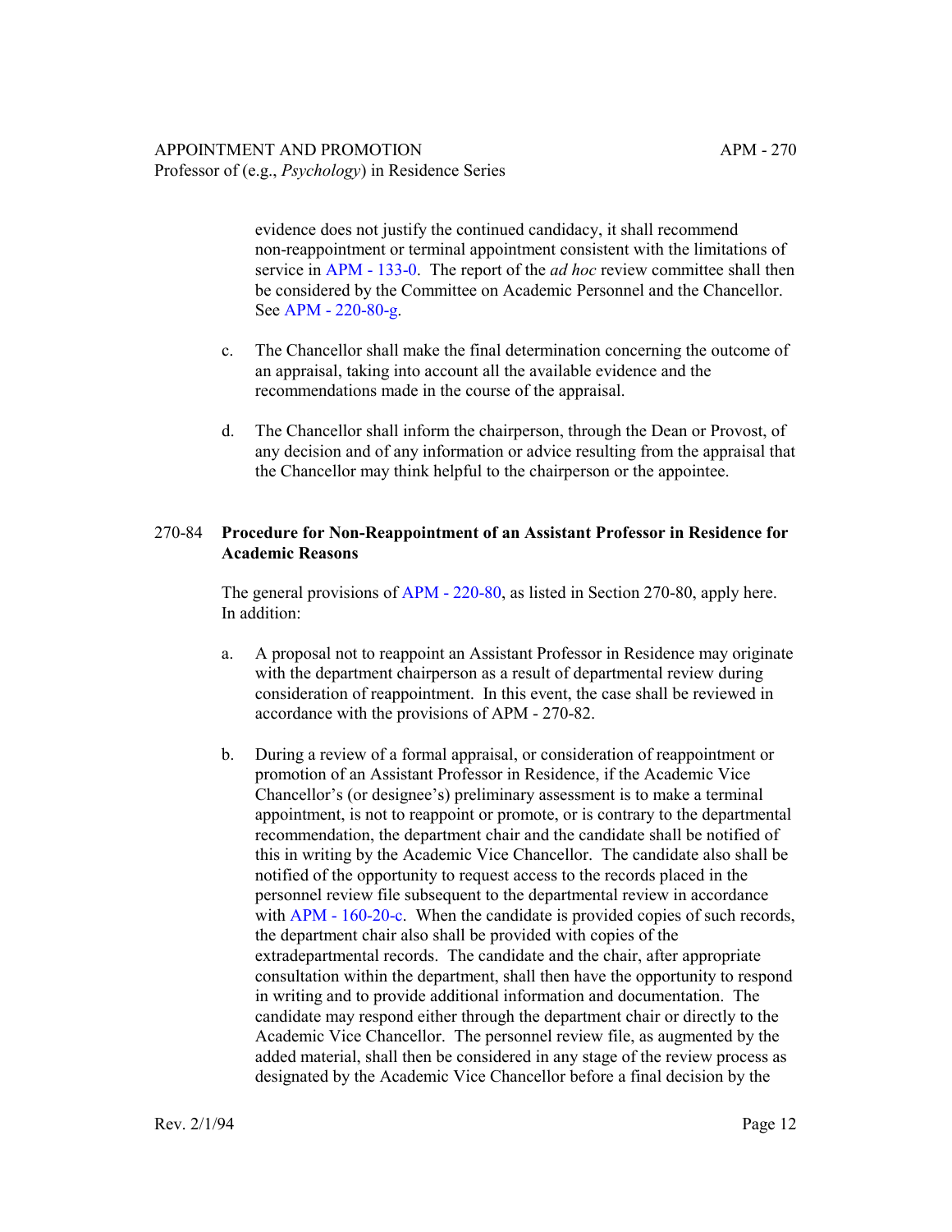evidence does not justify the continued candidacy, it shall recommend non-reappointment or terminal appointment consistent with the limitations of service in APM - 133-0. The report of the *ad hoc* review committee shall then be considered by the Committee on Academic Personnel and the Chancellor. See APM - 220-80-g.

c. The Chancellor shall make the final determination concerning the outcome of an appraisal, taking into account all the available evidence and the recommendations made in the course of the appraisal.

d. The Chancellor shall inform the chairperson, through the Dean or Provost, of any decision and of any information or advice resulting from the appraisal that the Chancellor may think helpful to the chairperson or the appointee.

## 270-84 **Procedure for Non-Reappointment of an Assistant Professor in Residence for Academic Reasons**

The general provisions of APM - 220-80, as listed in Section 270-80, apply here. In addition:

a. A proposal not to reappoint an Assistant Professor in Residence may originate with the department chairperson as a result of departmental review during consideration of reappointment. In this event, the case shall be reviewed in accordance with the provisions of APM - 270-82.

b. During a review of a formal appraisal, or consideration of reappointment or promotion of an Assistant Professor in Residence, if the Academic Vice Chancellor's (or designee's) preliminary assessment is to make a terminal appointment, is not to reappoint or promote, or is contrary to the departmental recommendation, the department chair and the candidate shall be notified of this in writing by the Academic Vice Chancellor. The candidate also shall be notified of the opportunity to request access to the records placed in the personnel review file subsequent to the departmental review in accordance with APM - 160-20-c. When the candidate is provided copies of such records, the department chair also shall be provided with copies of the extradepartmental records. The candidate and the chair, after appropriate consultation within the department, shall then have the opportunity to respond in writing and to provide additional information and documentation. The candidate may respond either through the department chair or directly to the Academic Vice Chancellor. The personnel review file, as augmented by the added material, shall then be considered in any stage of the review process as designated by the Academic Vice Chancellor before a final decision by the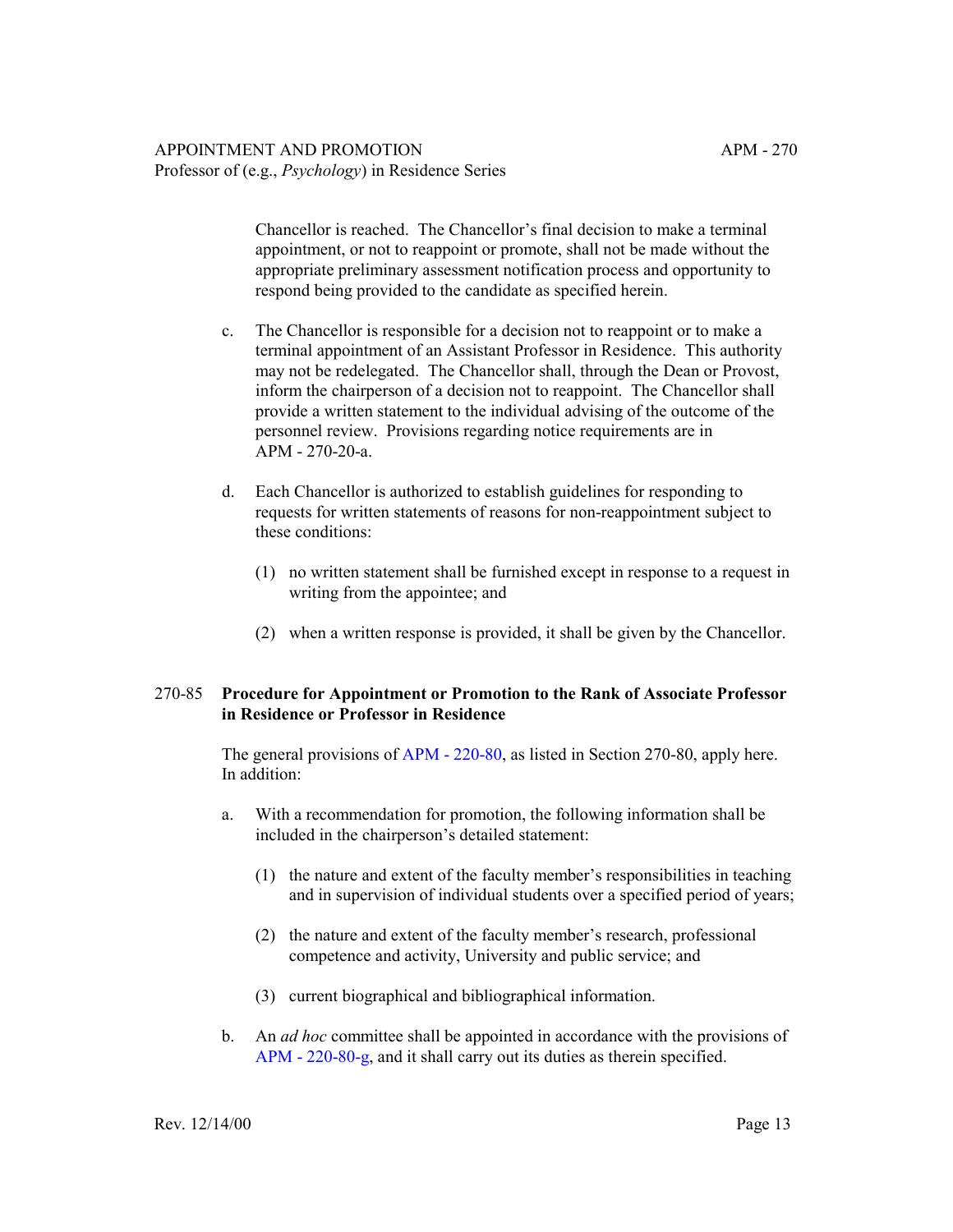Chancellor is reached. The Chancellor's final decision to make a terminal appointment, or not to reappoint or promote, shall not be made without the appropriate preliminary assessment notification process and opportunity to respond being provided to the candidate as specified herein.

c. The Chancellor is responsible for a decision not to reappoint or to make a terminal appointment of an Assistant Professor in Residence. This authority may not be redelegated. The Chancellor shall, through the Dean or Provost, inform the chairperson of a decision not to reappoint. The Chancellor shall provide a written statement to the individual advising of the outcome of the personnel review. Provisions regarding notice requirements are in APM - 270-20-a.

d. Each Chancellor is authorized to establish guidelines for responding to requests for written statements of reasons for non-reappointment subject to these conditions:

   (1) no written statement shall be furnished except in response to a request in writing from the appointee; and

   (2) when a written response is provided, it shall be given by the Chancellor.

## 270-85 **Procedure for Appointment or Promotion to the Rank of Associate Professor in Residence or Professor in Residence**

The general provisions of APM - 220-80, as listed in Section 270-80, apply here. In addition:

a. With a recommendation for promotion, the following information shall be included in the chairperson's detailed statement:

   (1) the nature and extent of the faculty member's responsibilities in teaching and in supervision of individual students over a specified period of years;

   (2) the nature and extent of the faculty member's research, professional competence and activity, University and public service; and

   (3) current biographical and bibliographical information.

b. An *ad hoc* committee shall be appointed in accordance with the provisions of APM - 220-80-g, and it shall carry out its duties as therein specified.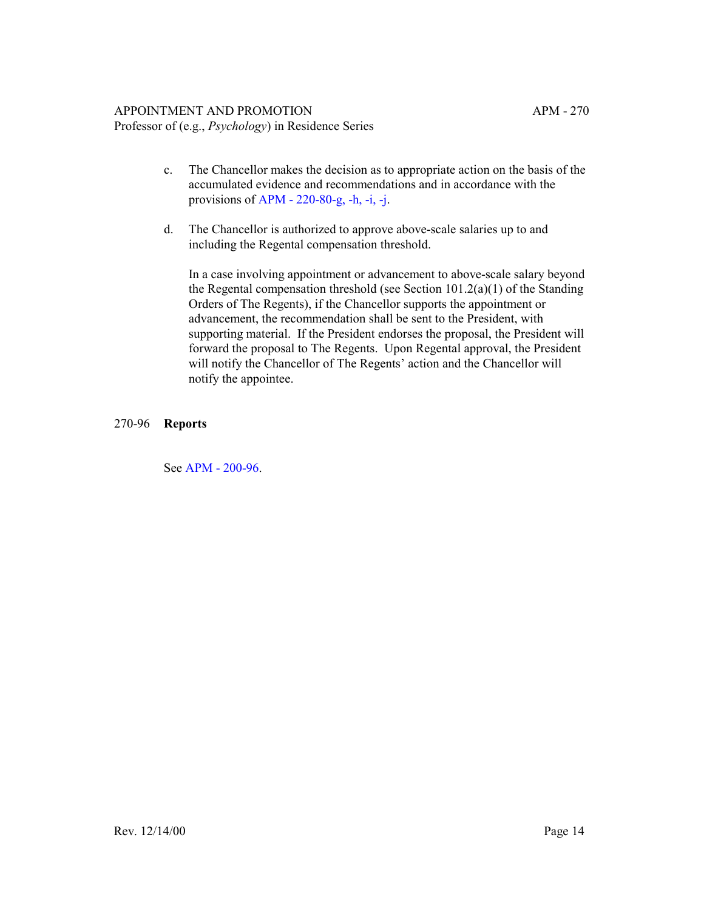c. The Chancellor makes the decision as to appropriate action on the basis of the accumulated evidence and recommendations and in accordance with the provisions of APM - 220-80-g, -h, -i, -j.

d. The Chancellor is authorized to approve above-scale salaries up to and including the Regental compensation threshold.

   In a case involving appointment or advancement to above-scale salary beyond the Regental compensation threshold (see Section 101.2(a)(1) of the Standing Orders of The Regents), if the Chancellor supports the appointment or advancement, the recommendation shall be sent to the President, with supporting material. If the President endorses the proposal, the President will forward the proposal to The Regents. Upon Regental approval, the President will notify the Chancellor of The Regents' action and the Chancellor will notify the appointee.

## 270-96 **Reports**

See APM - 200-96.